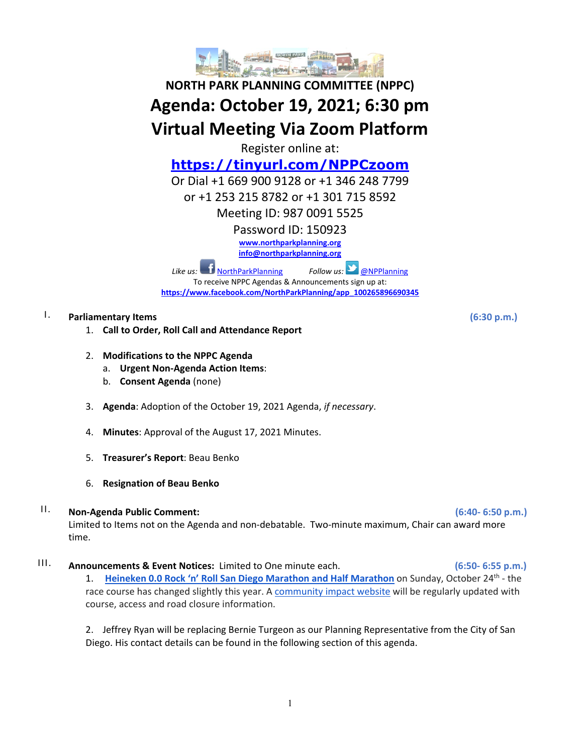# NORTH PARK PLANNING COMMITTEE (NPPC)

# Agenda: October 19, 2021; 6:30 pm

# Virtual Meeting Via Zoom Platform

Register online at:

**https://tinyurl.com/NPPCzoom**

Or Dial +1 669 900 9128 or +1 346 248 7799
or +1 253 215 8782 or +1 301 715 8592
Meeting ID: 987 0091 5525
Password ID: 150923

**www.northparkplanning.org**
**info@northparkplanning.org**

*Like us:* NorthParkPlanning *Follow us:* @NPPlanning

To receive NPPC Agendas & Announcements sign up at:
**https://www.facebook.com/NorthParkPlanning/app_100265896690345**

## I. Parliamentary Items (6:30 p.m.)

1. **Call to Order, Roll Call and Attendance Report**

2. **Modifications to the NPPC Agenda**
   a. **Urgent Non-Agenda Action Items**:
   b. **Consent Agenda** (none)

3. **Agenda**: Adoption of the October 19, 2021 Agenda, *if necessary*.

4. **Minutes**: Approval of the August 17, 2021 Minutes.

5. **Treasurer's Report**: Beau Benko

6. **Resignation of Beau Benko**

## II. Non-Agenda Public Comment: (6:40- 6:50 p.m.)

Limited to Items not on the Agenda and non-debatable. Two-minute maximum, Chair can award more time.

## III. Announcements & Event Notices: Limited to One minute each. (6:50- 6:55 p.m.)

1. **Heineken 0.0 Rock 'n' Roll San Diego Marathon and Half Marathon** on Sunday, October 24th - the race course has changed slightly this year. A community impact website will be regularly updated with course, access and road closure information.

2. Jeffrey Ryan will be replacing Bernie Turgeon as our Planning Representative from the City of San Diego. His contact details can be found in the following section of this agenda.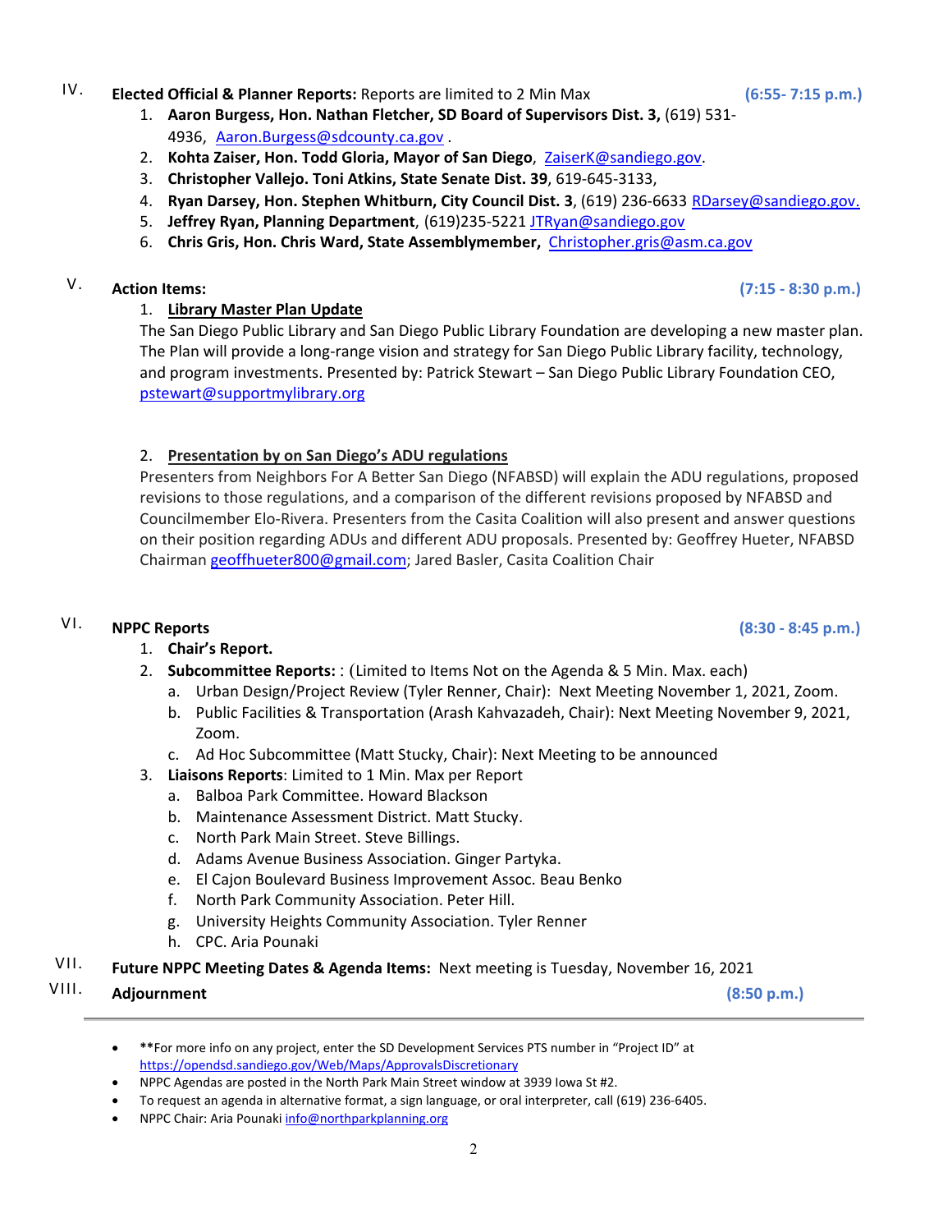IV. **Elected Official & Planner Reports:** Reports are limited to 2 Min Max **(6:55- 7:15 p.m.)**

1. **Aaron Burgess, Hon. Nathan Fletcher, SD Board of Supervisors Dist. 3,** (619) 531-4936, Aaron.Burgess@sdcounty.ca.gov .
2. **Kohta Zaiser, Hon. Todd Gloria, Mayor of San Diego**, ZaiserK@sandiego.gov.
3. **Christopher Vallejo. Toni Atkins, State Senate Dist. 39**, 619-645-3133,
4. **Ryan Darsey, Hon. Stephen Whitburn, City Council Dist. 3**, (619) 236-6633 RDarsey@sandiego.gov.
5. **Jeffrey Ryan, Planning Department**, (619)235-5221 JTRyan@sandiego.gov
6. **Chris Gris, Hon. Chris Ward, State Assemblymember,** Christopher.gris@asm.ca.gov

V. **Action Items:** **(7:15 - 8:30 p.m.)**

1. **Library Master Plan Update**

   The San Diego Public Library and San Diego Public Library Foundation are developing a new master plan. The Plan will provide a long-range vision and strategy for San Diego Public Library facility, technology, and program investments. Presented by: Patrick Stewart – San Diego Public Library Foundation CEO, pstewart@supportmylibrary.org

2. **Presentation by on San Diego's ADU regulations**

   Presenters from Neighbors For A Better San Diego (NFABSD) will explain the ADU regulations, proposed revisions to those regulations, and a comparison of the different revisions proposed by NFABSD and Councilmember Elo-Rivera. Presenters from the Casita Coalition will also present and answer questions on their position regarding ADUs and different ADU proposals. Presented by: Geoffrey Hueter, NFABSD Chairman geoffhueter800@gmail.com; Jared Basler, Casita Coalition Chair

VI. **NPPC Reports** **(8:30 - 8:45 p.m.)**

1. **Chair's Report.**
2. **Subcommittee Reports:** : (Limited to Items Not on the Agenda & 5 Min. Max. each)
   a. Urban Design/Project Review (Tyler Renner, Chair): Next Meeting November 1, 2021, Zoom.
   b. Public Facilities & Transportation (Arash Kahvazadeh, Chair): Next Meeting November 9, 2021, Zoom.
   c. Ad Hoc Subcommittee (Matt Stucky, Chair): Next Meeting to be announced
3. **Liaisons Reports**: Limited to 1 Min. Max per Report
   a. Balboa Park Committee. Howard Blackson
   b. Maintenance Assessment District. Matt Stucky.
   c. North Park Main Street. Steve Billings.
   d. Adams Avenue Business Association. Ginger Partyka.
   e. El Cajon Boulevard Business Improvement Assoc. Beau Benko
   f. North Park Community Association. Peter Hill.
   g. University Heights Community Association. Tyler Renner
   h. CPC. Aria Pounaki

VII. **Future NPPC Meeting Dates & Agenda Items:** Next meeting is Tuesday, November 16, 2021

VIII. **Adjournment** **(8:50 p.m.)**

---

- **For more info on any project, enter the SD Development Services PTS number in "Project ID" at https://opendsd.sandiego.gov/Web/Maps/ApprovalsDiscretionary
- NPPC Agendas are posted in the North Park Main Street window at 3939 Iowa St #2.
- To request an agenda in alternative format, a sign language, or oral interpreter, call (619) 236-6405.
- NPPC Chair: Aria Pounaki info@northparkplanning.org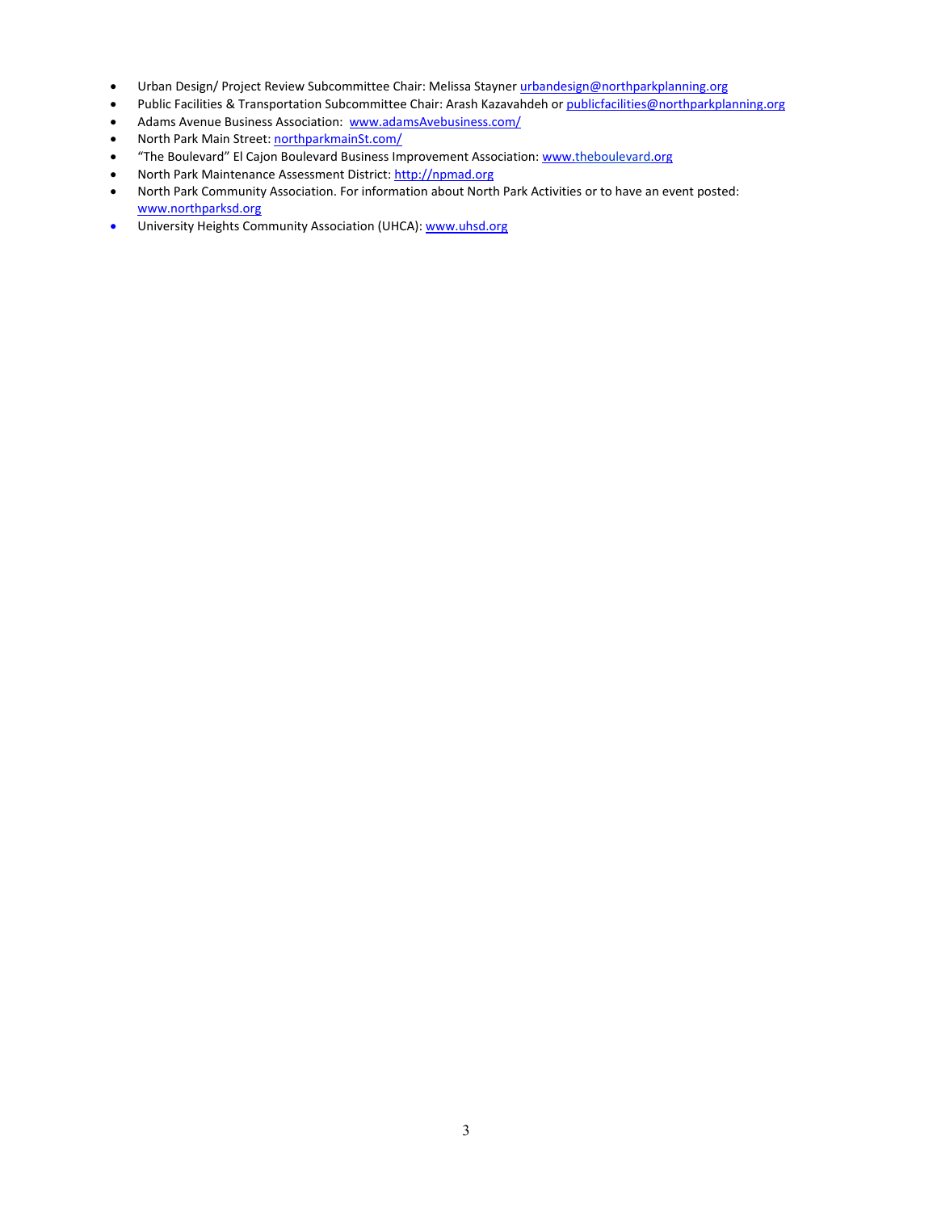- Urban Design/ Project Review Subcommittee Chair: Melissa Stayner urbandesign@northparkplanning.org
- Public Facilities & Transportation Subcommittee Chair: Arash Kazavahdeh or publicfacilities@northparkplanning.org
- Adams Avenue Business Association: www.adamsAvebusiness.com/
- North Park Main Street: northparkmainSt.com/
- "The Boulevard" El Cajon Boulevard Business Improvement Association: www.theboulevard.org
- North Park Maintenance Assessment District: http://npmad.org
- North Park Community Association. For information about North Park Activities or to have an event posted: www.northparksd.org
- University Heights Community Association (UHCA): www.uhsd.org